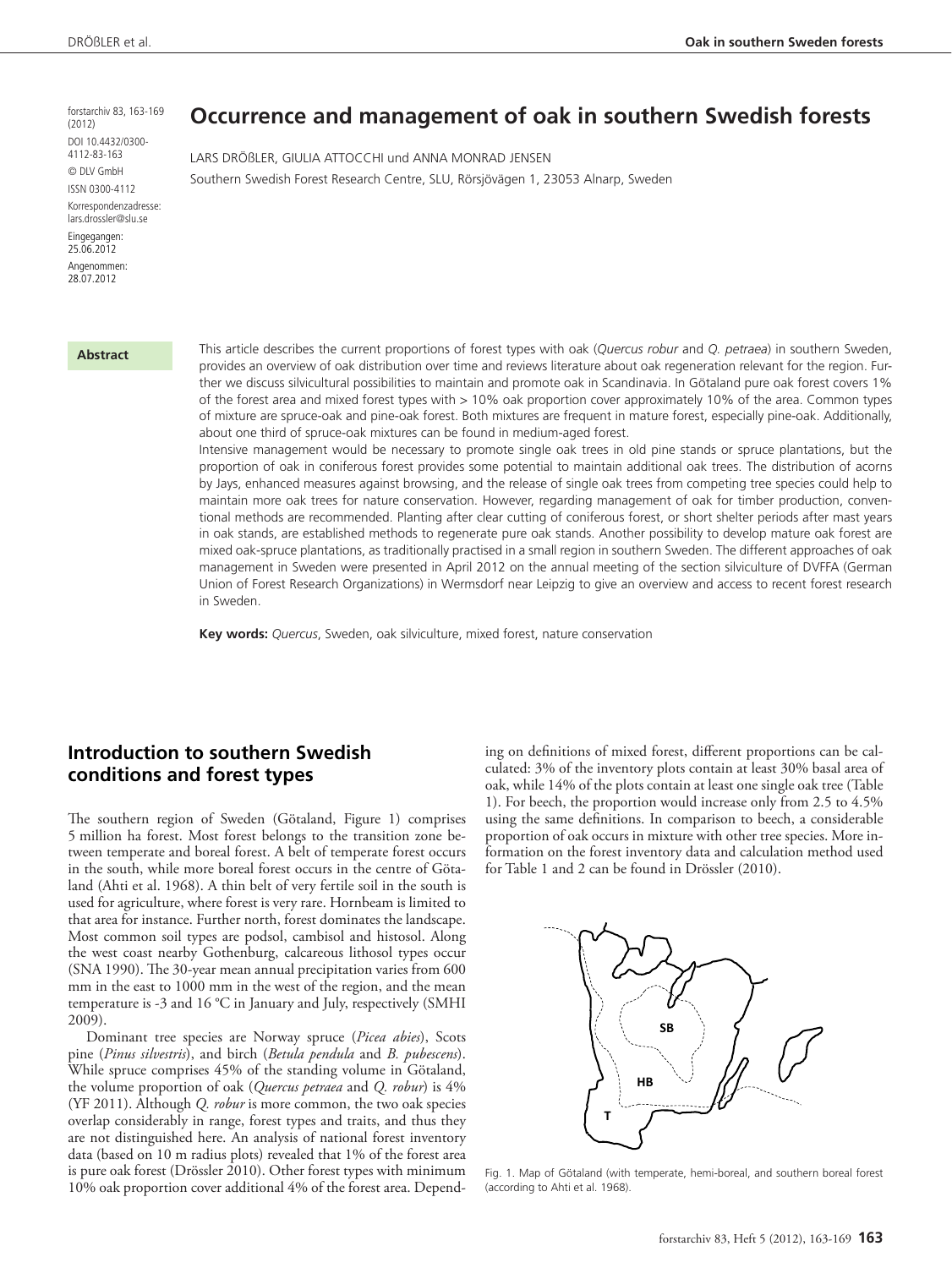forstarchiv 83, 163-169 (2012)
DOI 10.4432/0300-4112-83-163
© DLV GmbH
ISSN 0300-4112
Korrespondenzadresse: lars.drossler@slu.se
Eingegangen: 25.06.2012
Angenommen: 28.07.2012

# Occurrence and management of oak in southern Swedish forests

LARS DRÖßLER, GIULIA ATTOCCHI und ANNA MONRAD JENSEN

Southern Swedish Forest Research Centre, SLU, Rörsjövägen 1, 23053 Alnarp, Sweden

**Abstract**

This article describes the current proportions of forest types with oak (*Quercus robur* and *Q. petraea*) in southern Sweden, provides an overview of oak distribution over time and reviews literature about oak regeneration relevant for the region. Further we discuss silvicultural possibilities to maintain and promote oak in Scandinavia. In Götaland pure oak forest covers 1% of the forest area and mixed forest types with > 10% oak proportion cover approximately 10% of the area. Common types of mixture are spruce-oak and pine-oak forest. Both mixtures are frequent in mature forest, especially pine-oak. Additionally, about one third of spruce-oak mixtures can be found in medium-aged forest.

Intensive management would be necessary to promote single oak trees in old pine stands or spruce plantations, but the proportion of oak in coniferous forest provides some potential to maintain additional oak trees. The distribution of acorns by Jays, enhanced measures against browsing, and the release of single oak trees from competing tree species could help to maintain more oak trees for nature conservation. However, regarding management of oak for timber production, conventional methods are recommended. Planting after clear cutting of coniferous forest, or short shelter periods after mast years in oak stands, are established methods to regenerate pure oak stands. Another possibility to develop mature oak forest are mixed oak-spruce plantations, as traditionally practised in a small region in southern Sweden. The different approaches of oak management in Sweden were presented in April 2012 on the annual meeting of the section silviculture of DVFFA (German Union of Forest Research Organizations) in Wermsdorf near Leipzig to give an overview and access to recent forest research in Sweden.

**Key words:** *Quercus*, Sweden, oak silviculture, mixed forest, nature conservation

## Introduction to southern Swedish conditions and forest types

The southern region of Sweden (Götaland, Figure 1) comprises 5 million ha forest. Most forest belongs to the transition zone between temperate and boreal forest. A belt of temperate forest occurs in the south, while more boreal forest occurs in the centre of Götaland (Ahti et al. 1968). A thin belt of very fertile soil in the south is used for agriculture, where forest is very rare. Hornbeam is limited to that area for instance. Further north, forest dominates the landscape. Most common soil types are podsol, cambisol and histosol. Along the west coast nearby Gothenburg, calcareous lithosol types occur (SNA 1990). The 30-year mean annual precipitation varies from 600 mm in the east to 1000 mm in the west of the region, and the mean temperature is -3 and 16 °C in January and July, respectively (SMHI 2009).

Dominant tree species are Norway spruce (*Picea abies*), Scots pine (*Pinus silvestris*), and birch (*Betula pendula* and *B. pubescens*). While spruce comprises 45% of the standing volume in Götaland, the volume proportion of oak (*Quercus petraea* and *Q. robur*) is 4% (YF 2011). Although *Q. robur* is more common, the two oak species overlap considerably in range, forest types and traits, and thus they are not distinguished here. An analysis of national forest inventory data (based on 10 m radius plots) revealed that 1% of the forest area is pure oak forest (Drössler 2010). Other forest types with minimum 10% oak proportion cover additional 4% of the forest area. Depending on definitions of mixed forest, different proportions can be calculated: 3% of the inventory plots contain at least 30% basal area of oak, while 14% of the plots contain at least one single oak tree (Table 1). For beech, the proportion would increase only from 2.5 to 4.5% using the same definitions. In comparison to beech, a considerable proportion of oak occurs in mixture with other tree species. More information on the forest inventory data and calculation method used for Table 1 and 2 can be found in Drössler (2010).

Fig. 1. Map of Götaland (with temperate, hemi-boreal, and southern boreal forest (according to Ahti et al. 1968).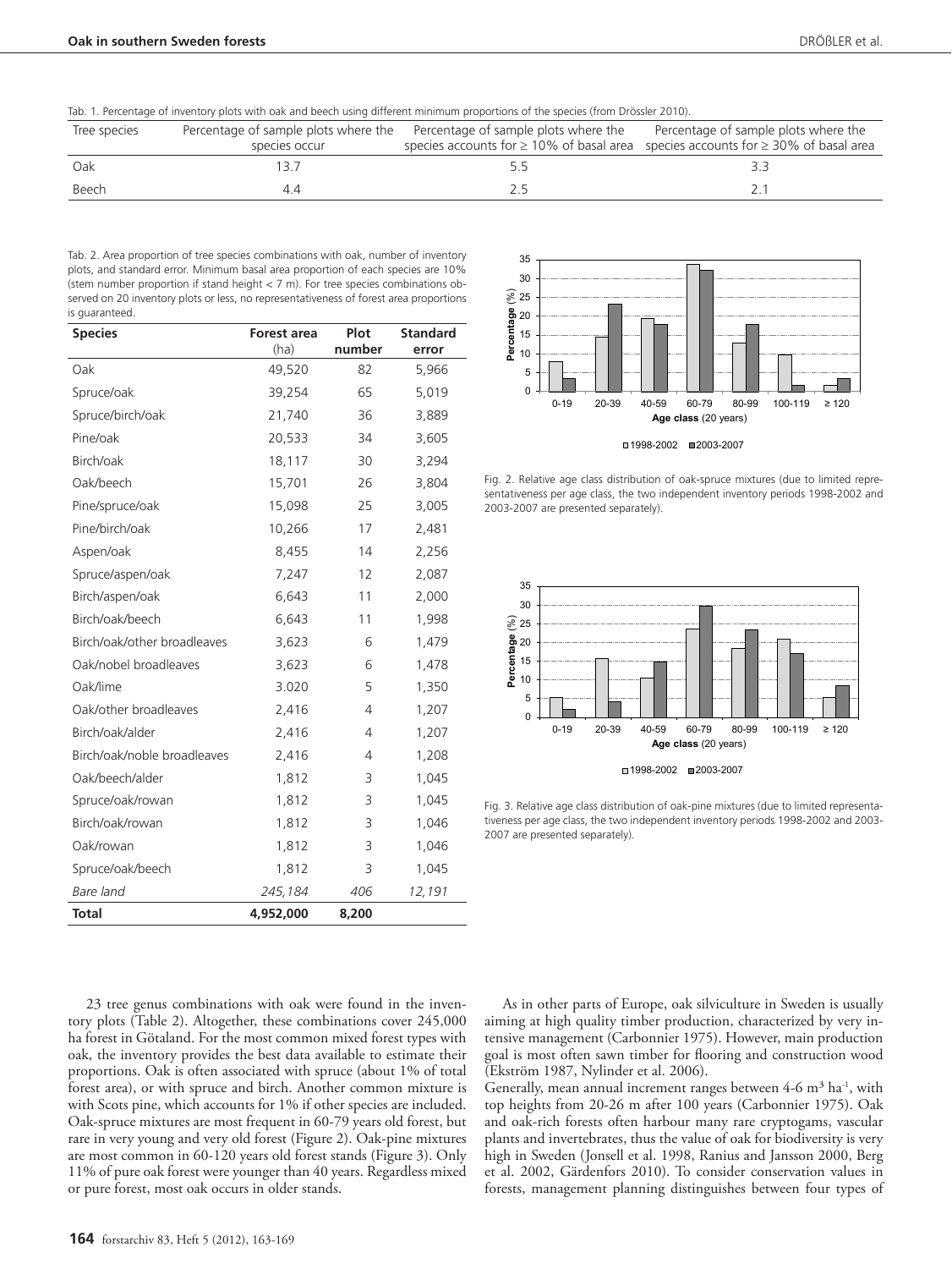Tab. 1. Percentage of inventory plots with oak and beech using different minimum proportions of the species (from Drössler 2010).

| Tree species | Percentage of sample plots where the species occur | Percentage of sample plots where the species accounts for ≥ 10% of basal area | Percentage of sample plots where the species accounts for ≥ 30% of basal area |
|---|---|---|---|
| Oak | 13.7 | 5.5 | 3.3 |
| Beech | 4.4 | 2.5 | 2.1 |

Tab. 2. Area proportion of tree species combinations with oak, number of inventory plots, and standard error. Minimum basal area proportion of each species are 10% (stem number proportion if stand height < 7 m). For tree species combinations observed on 20 inventory plots or less, no representativeness of forest area proportions is guaranteed.

| Species | Forest area (ha) | Plot number | Standard error |
|---|---|---|---|
| Oak | 49,520 | 82 | 5,966 |
| Spruce/oak | 39,254 | 65 | 5,019 |
| Spruce/birch/oak | 21,740 | 36 | 3,889 |
| Pine/oak | 20,533 | 34 | 3,605 |
| Birch/oak | 18,117 | 30 | 3,294 |
| Oak/beech | 15,701 | 26 | 3,804 |
| Pine/spruce/oak | 15,098 | 25 | 3,005 |
| Pine/birch/oak | 10,266 | 17 | 2,481 |
| Aspen/oak | 8,455 | 14 | 2,256 |
| Spruce/aspen/oak | 7,247 | 12 | 2,087 |
| Birch/aspen/oak | 6,643 | 11 | 2,000 |
| Birch/oak/beech | 6,643 | 11 | 1,998 |
| Birch/oak/other broadleaves | 3,623 | 6 | 1,479 |
| Oak/nobel broadleaves | 3,623 | 6 | 1,478 |
| Oak/lime | 3.020 | 5 | 1,350 |
| Oak/other broadleaves | 2,416 | 4 | 1,207 |
| Birch/oak/alder | 2,416 | 4 | 1,207 |
| Birch/oak/noble broadleaves | 2,416 | 4 | 1,208 |
| Oak/beech/alder | 1,812 | 3 | 1,045 |
| Spruce/oak/rowan | 1,812 | 3 | 1,045 |
| Birch/oak/rowan | 1,812 | 3 | 1,046 |
| Oak/rowan | 1,812 | 3 | 1,046 |
| Spruce/oak/beech | 1,812 | 3 | 1,045 |
| *Bare land* | *245,184* | *406* | *12,191* |
| **Total** | **4,952,000** | **8,200** | |

Fig. 2. Relative age class distribution of oak-spruce mixtures (due to limited representativeness per age class, the two independent inventory periods 1998-2002 and 2003-2007 are presented separately).

Fig. 3. Relative age class distribution of oak-pine mixtures (due to limited representativeness per age class, the two independent inventory periods 1998-2002 and 2003-2007 are presented separately).

23 tree genus combinations with oak were found in the inventory plots (Table 2). Altogether, these combinations cover 245,000 ha forest in Götaland. For the most common mixed forest types with oak, the inventory provides the best data available to estimate their proportions. Oak is often associated with spruce (about 1% of total forest area), or with spruce and birch. Another common mixture is with Scots pine, which accounts for 1% if other species are included. Oak-spruce mixtures are most frequent in 60-79 years old forest, but rare in very young and very old forest (Figure 2). Oak-pine mixtures are most common in 60-120 years old forest stands (Figure 3). Only 11% of pure oak forest were younger than 40 years. Regardless mixed or pure forest, most oak occurs in older stands.

As in other parts of Europe, oak silviculture in Sweden is usually aiming at high quality timber production, characterized by very intensive management (Carbonnier 1975). However, main production goal is most often sawn timber for flooring and construction wood (Ekström 1987, Nylinder et al. 2006).
Generally, mean annual increment ranges between 4-6 $m^3$ $ha^{-1}$, with top heights from 20-26 m after 100 years (Carbonnier 1975). Oak and oak-rich forests often harbour many rare cryptogams, vascular plants and invertebrates, thus the value of oak for biodiversity is very high in Sweden (Jonsell et al. 1998, Ranius and Jansson 2000, Berg et al. 2002, Gärdenfors 2010). To consider conservation values in forests, management planning distinguishes between four types of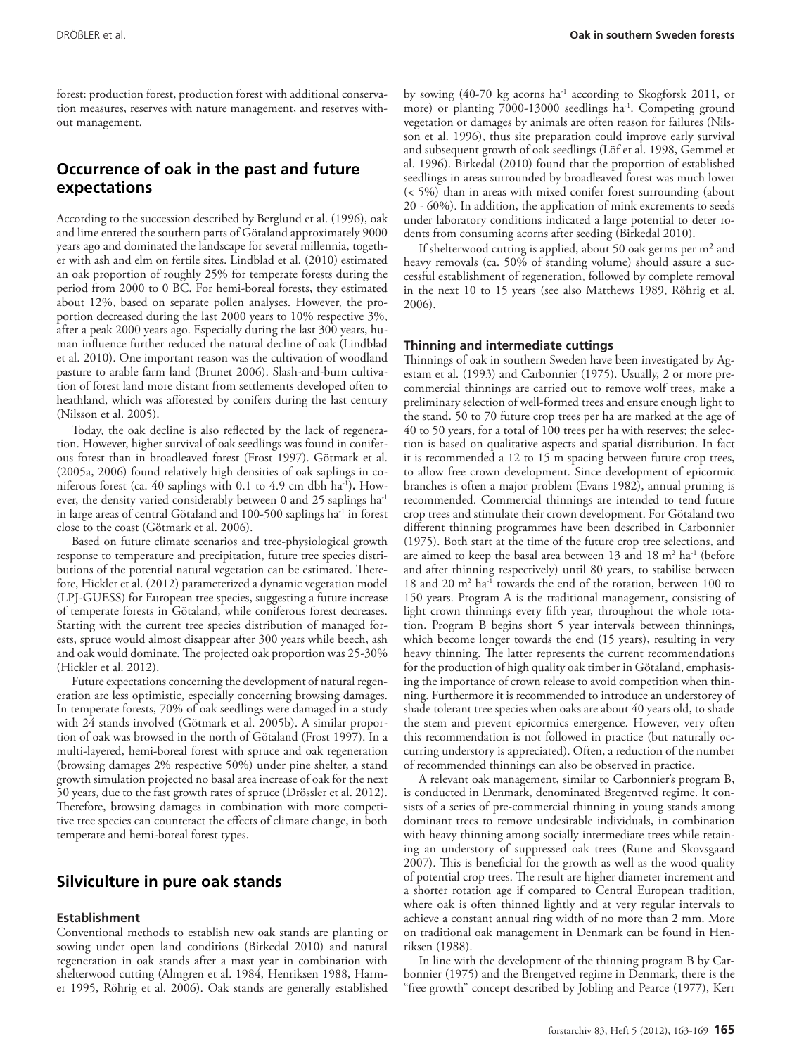forest: production forest, production forest with additional conservation measures, reserves with nature management, and reserves without management.

## Occurrence of oak in the past and future expectations

According to the succession described by Berglund et al. (1996), oak and lime entered the southern parts of Götaland approximately 9000 years ago and dominated the landscape for several millennia, together with ash and elm on fertile sites. Lindblad et al. (2010) estimated an oak proportion of roughly 25% for temperate forests during the period from 2000 to 0 BC. For hemi-boreal forests, they estimated about 12%, based on separate pollen analyses. However, the proportion decreased during the last 2000 years to 10% respective 3%, after a peak 2000 years ago. Especially during the last 300 years, human influence further reduced the natural decline of oak (Lindblad et al. 2010). One important reason was the cultivation of woodland pasture to arable farm land (Brunet 2006). Slash-and-burn cultivation of forest land more distant from settlements developed often to heathland, which was afforested by conifers during the last century (Nilsson et al. 2005).

Today, the oak decline is also reflected by the lack of regeneration. However, higher survival of oak seedlings was found in coniferous forest than in broadleaved forest (Frost 1997). Götmark et al. (2005a, 2006) found relatively high densities of oak saplings in coniferous forest (ca. 40 saplings with 0.1 to 4.9 cm dbh ha$^{-1}$)**.** However, the density varied considerably between 0 and 25 saplings ha$^{-1}$ in large areas of central Götaland and 100-500 saplings ha$^{-1}$ in forest close to the coast (Götmark et al. 2006).

Based on future climate scenarios and tree-physiological growth response to temperature and precipitation, future tree species distributions of the potential natural vegetation can be estimated. Therefore, Hickler et al. (2012) parameterized a dynamic vegetation model (LPJ-GUESS) for European tree species, suggesting a future increase of temperate forests in Götaland, while coniferous forest decreases. Starting with the current tree species distribution of managed forests, spruce would almost disappear after 300 years while beech, ash and oak would dominate. The projected oak proportion was 25-30% (Hickler et al. 2012).

Future expectations concerning the development of natural regeneration are less optimistic, especially concerning browsing damages. In temperate forests, 70% of oak seedlings were damaged in a study with 24 stands involved (Götmark et al. 2005b). A similar proportion of oak was browsed in the north of Götaland (Frost 1997). In a multi-layered, hemi-boreal forest with spruce and oak regeneration (browsing damages 2% respective 50%) under pine shelter, a stand growth simulation projected no basal area increase of oak for the next 50 years, due to the fast growth rates of spruce (Drössler et al. 2012). Therefore, browsing damages in combination with more competitive tree species can counteract the effects of climate change, in both temperate and hemi-boreal forest types.

## Silviculture in pure oak stands

### Establishment

Conventional methods to establish new oak stands are planting or sowing under open land conditions (Birkedal 2010) and natural regeneration in oak stands after a mast year in combination with shelterwood cutting (Almgren et al. 1984, Henriksen 1988, Harmer 1995, Röhrig et al. 2006). Oak stands are generally established by sowing (40-70 kg acorns ha$^{-1}$ according to Skogforsk 2011, or more) or planting 7000-13000 seedlings ha$^{-1}$. Competing ground vegetation or damages by animals are often reason for failures (Nilsson et al. 1996), thus site preparation could improve early survival and subsequent growth of oak seedlings (Löf et al. 1998, Gemmel et al. 1996). Birkedal (2010) found that the proportion of established seedlings in areas surrounded by broadleaved forest was much lower (< 5%) than in areas with mixed conifer forest surrounding (about 20 - 60%). In addition, the application of mink excrements to seeds under laboratory conditions indicated a large potential to deter rodents from consuming acorns after seeding (Birkedal 2010).

If shelterwood cutting is applied, about 50 oak germs per m² and heavy removals (ca. 50% of standing volume) should assure a successful establishment of regeneration, followed by complete removal in the next 10 to 15 years (see also Matthews 1989, Röhrig et al. 2006).

### Thinning and intermediate cuttings

Thinnings of oak in southern Sweden have been investigated by Agestam et al. (1993) and Carbonnier (1975). Usually, 2 or more precommercial thinnings are carried out to remove wolf trees, make a preliminary selection of well-formed trees and ensure enough light to the stand. 50 to 70 future crop trees per ha are marked at the age of 40 to 50 years, for a total of 100 trees per ha with reserves; the selection is based on qualitative aspects and spatial distribution. In fact it is recommended a 12 to 15 m spacing between future crop trees, to allow free crown development. Since development of epicormic branches is often a major problem (Evans 1982), annual pruning is recommended. Commercial thinnings are intended to tend future crop trees and stimulate their crown development. For Götaland two different thinning programmes have been described in Carbonnier (1975). Both start at the time of the future crop tree selections, and are aimed to keep the basal area between 13 and 18 m$^2$ ha$^{-1}$ (before and after thinning respectively) until 80 years, to stabilise between 18 and 20 m$^2$ ha$^{-1}$ towards the end of the rotation, between 100 to 150 years. Program A is the traditional management, consisting of light crown thinnings every fifth year, throughout the whole rotation. Program B begins short 5 year intervals between thinnings, which become longer towards the end (15 years), resulting in very heavy thinning. The latter represents the current recommendations for the production of high quality oak timber in Götaland, emphasising the importance of crown release to avoid competition when thinning. Furthermore it is recommended to introduce an understorey of shade tolerant tree species when oaks are about 40 years old, to shade the stem and prevent epicormics emergence. However, very often this recommendation is not followed in practice (but naturally occurring understory is appreciated). Often, a reduction of the number of recommended thinnings can also be observed in practice.

A relevant oak management, similar to Carbonnier's program B, is conducted in Denmark, denominated Bregentved regime. It consists of a series of pre-commercial thinning in young stands among dominant trees to remove undesirable individuals, in combination with heavy thinning among socially intermediate trees while retaining an understory of suppressed oak trees (Rune and Skovsgaard 2007). This is beneficial for the growth as well as the wood quality of potential crop trees. The result are higher diameter increment and a shorter rotation age if compared to Central European tradition, where oak is often thinned lightly and at very regular intervals to achieve a constant annual ring width of no more than 2 mm. More on traditional oak management in Denmark can be found in Henriksen (1988).

In line with the development of the thinning program B by Carbonnier (1975) and the Brengetved regime in Denmark, there is the "free growth" concept described by Jobling and Pearce (1977), Kerr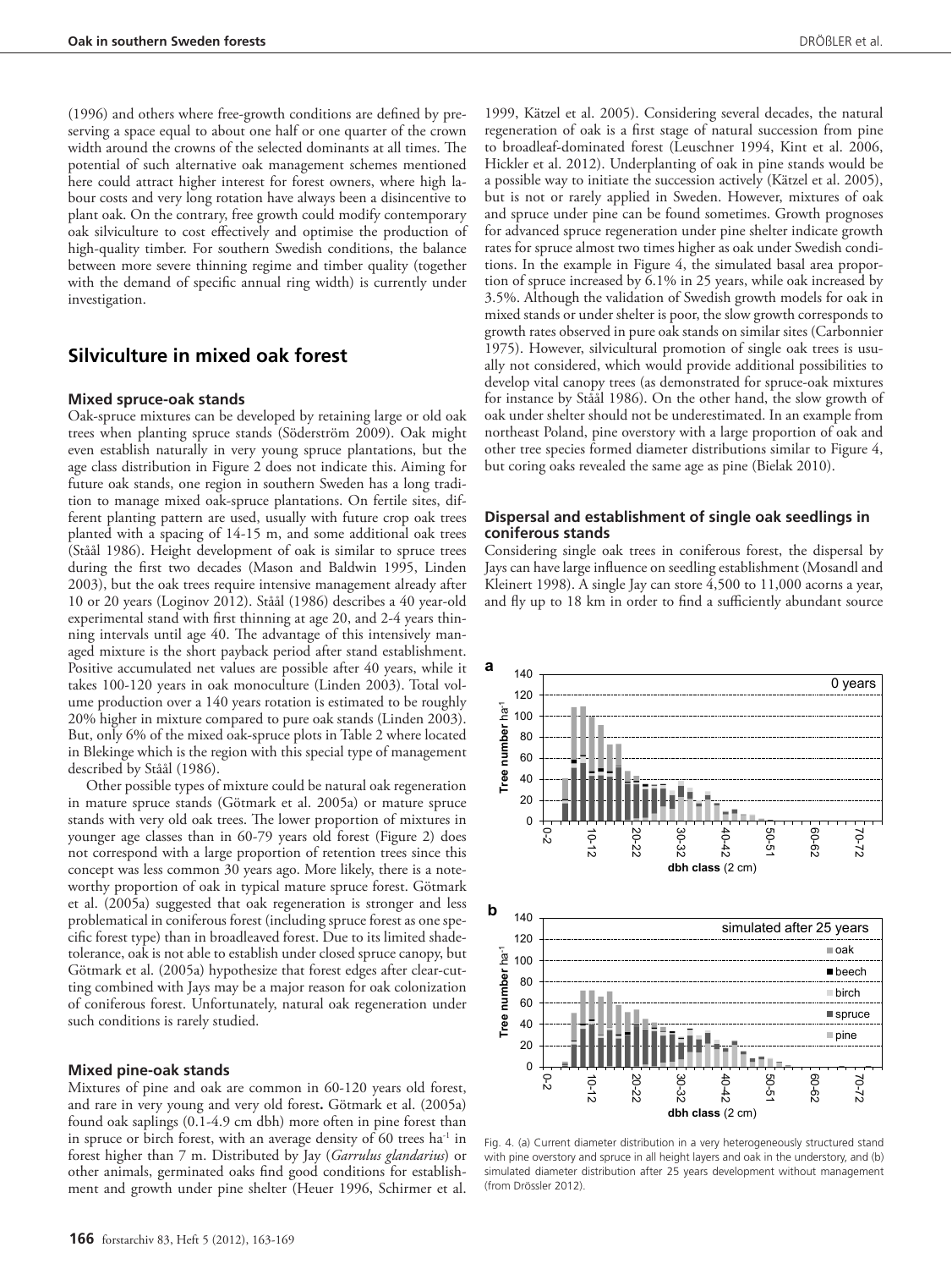(1996) and others where free-growth conditions are defined by preserving a space equal to about one half or one quarter of the crown width around the crowns of the selected dominants at all times. The potential of such alternative oak management schemes mentioned here could attract higher interest for forest owners, where high labour costs and very long rotation have always been a disincentive to plant oak. On the contrary, free growth could modify contemporary oak silviculture to cost effectively and optimise the production of high-quality timber. For southern Swedish conditions, the balance between more severe thinning regime and timber quality (together with the demand of specific annual ring width) is currently under investigation.

## Silviculture in mixed oak forest

### Mixed spruce-oak stands

Oak-spruce mixtures can be developed by retaining large or old oak trees when planting spruce stands (Söderström 2009). Oak might even establish naturally in very young spruce plantations, but the age class distribution in Figure 2 does not indicate this. Aiming for future oak stands, one region in southern Sweden has a long tradition to manage mixed oak-spruce plantations. On fertile sites, different planting pattern are used, usually with future crop oak trees planted with a spacing of 14-15 m, and some additional oak trees (Ståål 1986). Height development of oak is similar to spruce trees during the first two decades (Mason and Baldwin 1995, Linden 2003), but the oak trees require intensive management already after 10 or 20 years (Loginov 2012). Ståål (1986) describes a 40 year-old experimental stand with first thinning at age 20, and 2-4 years thinning intervals until age 40. The advantage of this intensively managed mixture is the short payback period after stand establishment. Positive accumulated net values are possible after 40 years, while it takes 100-120 years in oak monoculture (Linden 2003). Total volume production over a 140 years rotation is estimated to be roughly 20% higher in mixture compared to pure oak stands (Linden 2003). But, only 6% of the mixed oak-spruce plots in Table 2 where located in Blekinge which is the region with this special type of management described by Ståål (1986).

Other possible types of mixture could be natural oak regeneration in mature spruce stands (Götmark et al. 2005a) or mature spruce stands with very old oak trees. The lower proportion of mixtures in younger age classes than in 60-79 years old forest (Figure 2) does not correspond with a large proportion of retention trees since this concept was less common 30 years ago. More likely, there is a noteworthy proportion of oak in typical mature spruce forest. Götmark et al. (2005a) suggested that oak regeneration is stronger and less problematical in coniferous forest (including spruce forest as one specific forest type) than in broadleaved forest. Due to its limited shade-tolerance, oak is not able to establish under closed spruce canopy, but Götmark et al. (2005a) hypothesize that forest edges after clear-cutting combined with Jays may be a major reason for oak colonization of coniferous forest. Unfortunately, natural oak regeneration under such conditions is rarely studied.

### Mixed pine-oak stands

Mixtures of pine and oak are common in 60-120 years old forest, and rare in very young and very old forest**.** Götmark et al. (2005a) found oak saplings (0.1-4.9 cm dbh) more often in pine forest than in spruce or birch forest, with an average density of 60 trees ha$^{-1}$ in forest higher than 7 m. Distributed by Jay (*Garrulus glandarius*) or other animals, germinated oaks find good conditions for establishment and growth under pine shelter (Heuer 1996, Schirmer et al. 1999, Kätzel et al. 2005). Considering several decades, the natural regeneration of oak is a first stage of natural succession from pine to broadleaf-dominated forest (Leuschner 1994, Kint et al. 2006, Hickler et al. 2012). Underplanting of oak in pine stands would be a possible way to initiate the succession actively (Kätzel et al. 2005), but is not or rarely applied in Sweden. However, mixtures of oak and spruce under pine can be found sometimes. Growth prognoses for advanced spruce regeneration under pine shelter indicate growth rates for spruce almost two times higher as oak under Swedish conditions. In the example in Figure 4, the simulated basal area proportion of spruce increased by 6.1% in 25 years, while oak increased by 3.5%. Although the validation of Swedish growth models for oak in mixed stands or under shelter is poor, the slow growth corresponds to growth rates observed in pure oak stands on similar sites (Carbonnier 1975). However, silvicultural promotion of single oak trees is usually not considered, which would provide additional possibilities to develop vital canopy trees (as demonstrated for spruce-oak mixtures for instance by Ståål 1986). On the other hand, the slow growth of oak under shelter should not be underestimated. In an example from northeast Poland, pine overstory with a large proportion of oak and other tree species formed diameter distributions similar to Figure 4, but coring oaks revealed the same age as pine (Bielak 2010).

### Dispersal and establishment of single oak seedlings in coniferous stands

Considering single oak trees in coniferous forest, the dispersal by Jays can have large influence on seedling establishment (Mosandl and Kleinert 1998). A single Jay can store 4,500 to 11,000 acorns a year, and fly up to 18 km in order to find a sufficiently abundant source

Fig. 4. (a) Current diameter distribution in a very heterogeneously structured stand with pine overstory and spruce in all height layers and oak in the understory, and (b) simulated diameter distribution after 25 years development without management (from Drössler 2012).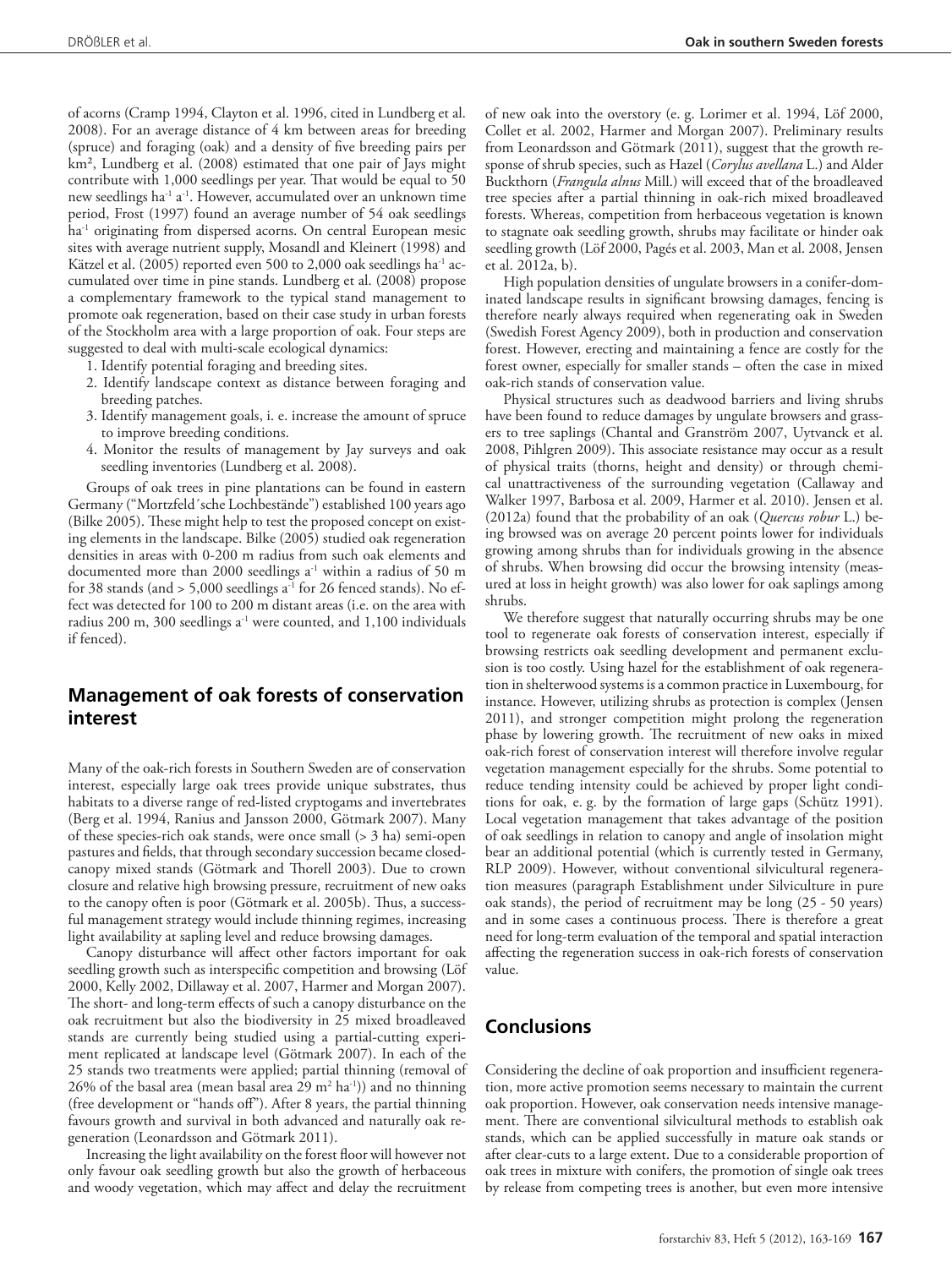of acorns (Cramp 1994, Clayton et al. 1996, cited in Lundberg et al. 2008). For an average distance of 4 km between areas for breeding (spruce) and foraging (oak) and a density of five breeding pairs per km², Lundberg et al. (2008) estimated that one pair of Jays might contribute with 1,000 seedlings per year. That would be equal to 50 new seedlings $ha^{-1}$ $a^{-1}$. However, accumulated over an unknown time period, Frost (1997) found an average number of 54 oak seedlings $ha^{-1}$ originating from dispersed acorns. On central European mesic sites with average nutrient supply, Mosandl and Kleinert (1998) and Kätzel et al. (2005) reported even 500 to 2,000 oak seedlings $ha^{-1}$ accumulated over time in pine stands. Lundberg et al. (2008) propose a complementary framework to the typical stand management to promote oak regeneration, based on their case study in urban forests of the Stockholm area with a large proportion of oak. Four steps are suggested to deal with multi-scale ecological dynamics:

1. Identify potential foraging and breeding sites.
2. Identify landscape context as distance between foraging and breeding patches.
3. Identify management goals, i. e. increase the amount of spruce to improve breeding conditions.
4. Monitor the results of management by Jay surveys and oak seedling inventories (Lundberg et al. 2008).

Groups of oak trees in pine plantations can be found in eastern Germany ("Mortzfeld´sche Lochbestände") established 100 years ago (Bilke 2005). These might help to test the proposed concept on existing elements in the landscape. Bilke (2005) studied oak regeneration densities in areas with 0-200 m radius from such oak elements and documented more than 2000 seedlings $a^{-1}$ within a radius of 50 m for 38 stands (and > 5,000 seedlings $a^{-1}$ for 26 fenced stands). No effect was detected for 100 to 200 m distant areas (i.e. on the area with radius 200 m, 300 seedlings $a^{-1}$ were counted, and 1,100 individuals if fenced).

## Management of oak forests of conservation interest

Many of the oak-rich forests in Southern Sweden are of conservation interest, especially large oak trees provide unique substrates, thus habitats to a diverse range of red-listed cryptogams and invertebrates (Berg et al. 1994, Ranius and Jansson 2000, Götmark 2007). Many of these species-rich oak stands, were once small (> 3 ha) semi-open pastures and fields, that through secondary succession became closed-canopy mixed stands (Götmark and Thorell 2003). Due to crown closure and relative high browsing pressure, recruitment of new oaks to the canopy often is poor (Götmark et al. 2005b). Thus, a successful management strategy would include thinning regimes, increasing light availability at sapling level and reduce browsing damages.

Canopy disturbance will affect other factors important for oak seedling growth such as interspecific competition and browsing (Löf 2000, Kelly 2002, Dillaway et al. 2007, Harmer and Morgan 2007). The short- and long-term effects of such a canopy disturbance on the oak recruitment but also the biodiversity in 25 mixed broadleaved stands are currently being studied using a partial-cutting experiment replicated at landscape level (Götmark 2007). In each of the 25 stands two treatments were applied; partial thinning (removal of 26% of the basal area (mean basal area 29 $m^2$ $ha^{-1}$)) and no thinning (free development or "hands off"). After 8 years, the partial thinning favours growth and survival in both advanced and naturally oak regeneration (Leonardsson and Götmark 2011).

Increasing the light availability on the forest floor will however not only favour oak seedling growth but also the growth of herbaceous and woody vegetation, which may affect and delay the recruitment of new oak into the overstory (e. g. Lorimer et al. 1994, Löf 2000, Collet et al. 2002, Harmer and Morgan 2007). Preliminary results from Leonardsson and Götmark (2011), suggest that the growth response of shrub species, such as Hazel (*Corylus avellana* L.) and Alder Buckthorn (*Frangula alnus* Mill.) will exceed that of the broadleaved tree species after a partial thinning in oak-rich mixed broadleaved forests. Whereas, competition from herbaceous vegetation is known to stagnate oak seedling growth, shrubs may facilitate or hinder oak seedling growth (Löf 2000, Pagés et al. 2003, Man et al. 2008, Jensen et al. 2012a, b).

High population densities of ungulate browsers in a conifer-dominated landscape results in significant browsing damages, fencing is therefore nearly always required when regenerating oak in Sweden (Swedish Forest Agency 2009), both in production and conservation forest. However, erecting and maintaining a fence are costly for the forest owner, especially for smaller stands – often the case in mixed oak-rich stands of conservation value.

Physical structures such as deadwood barriers and living shrubs have been found to reduce damages by ungulate browsers and grassers to tree saplings (Chantal and Granström 2007, Uytvanck et al. 2008, Pihlgren 2009). This associate resistance may occur as a result of physical traits (thorns, height and density) or through chemical unattractiveness of the surrounding vegetation (Callaway and Walker 1997, Barbosa et al. 2009, Harmer et al. 2010). Jensen et al. (2012a) found that the probability of an oak (*Quercus robur* L.) being browsed was on average 20 percent points lower for individuals growing among shrubs than for individuals growing in the absence of shrubs. When browsing did occur the browsing intensity (measured at loss in height growth) was also lower for oak saplings among shrubs.

We therefore suggest that naturally occurring shrubs may be one tool to regenerate oak forests of conservation interest, especially if browsing restricts oak seedling development and permanent exclusion is too costly. Using hazel for the establishment of oak regeneration in shelterwood systems is a common practice in Luxembourg, for instance. However, utilizing shrubs as protection is complex (Jensen 2011), and stronger competition might prolong the regeneration phase by lowering growth. The recruitment of new oaks in mixed oak-rich forest of conservation interest will therefore involve regular vegetation management especially for the shrubs. Some potential to reduce tending intensity could be achieved by proper light conditions for oak, e. g. by the formation of large gaps (Schütz 1991). Local vegetation management that takes advantage of the position of oak seedlings in relation to canopy and angle of insolation might bear an additional potential (which is currently tested in Germany, RLP 2009). However, without conventional silvicultural regeneration measures (paragraph Establishment under Silviculture in pure oak stands), the period of recruitment may be long (25 - 50 years) and in some cases a continuous process. There is therefore a great need for long-term evaluation of the temporal and spatial interaction affecting the regeneration success in oak-rich forests of conservation value.

## Conclusions

Considering the decline of oak proportion and insufficient regeneration, more active promotion seems necessary to maintain the current oak proportion. However, oak conservation needs intensive management. There are conventional silvicultural methods to establish oak stands, which can be applied successfully in mature oak stands or after clear-cuts to a large extent. Due to a considerable proportion of oak trees in mixture with conifers, the promotion of single oak trees by release from competing trees is another, but even more intensive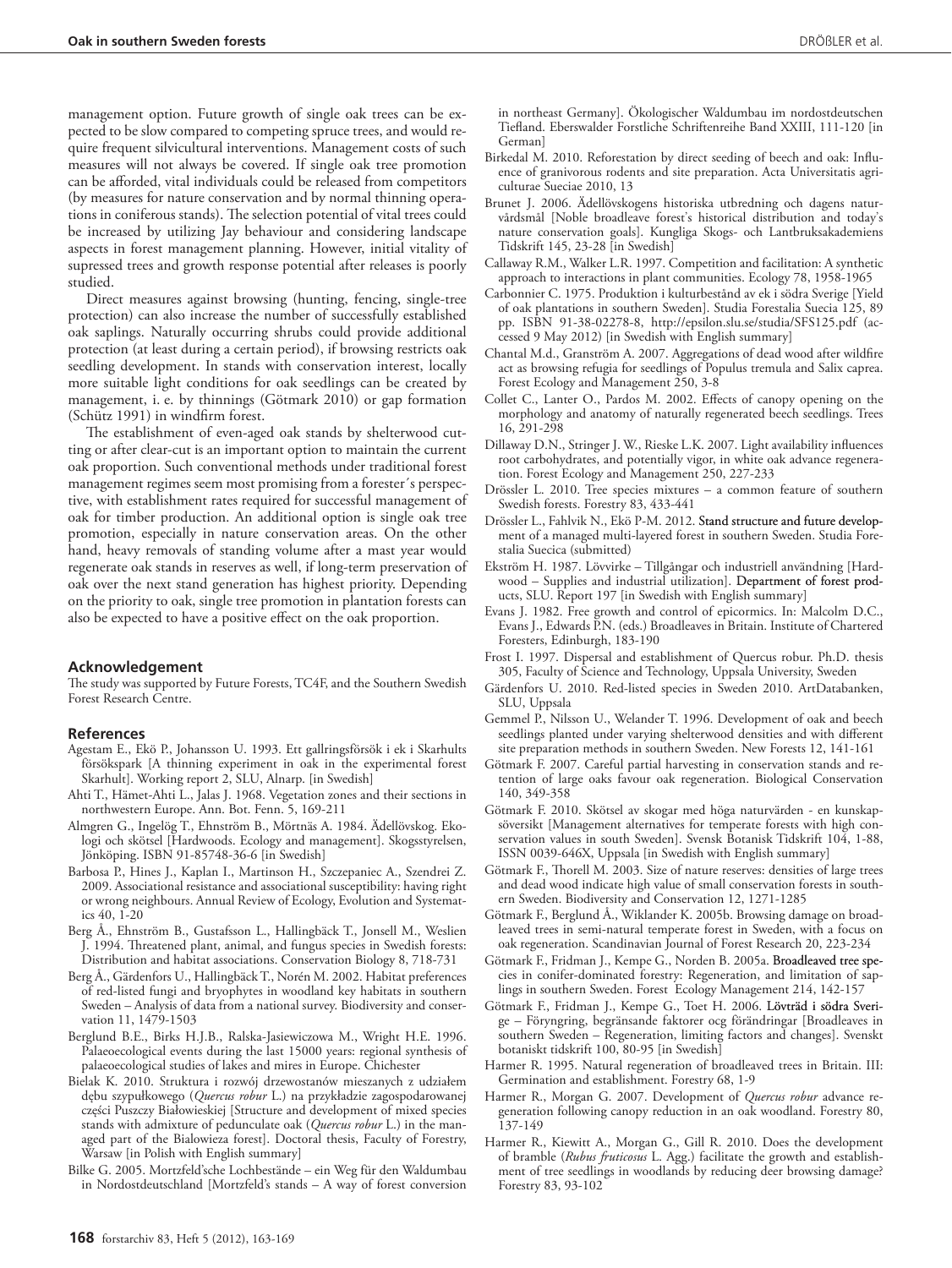management option. Future growth of single oak trees can be expected to be slow compared to competing spruce trees, and would require frequent silvicultural interventions. Management costs of such measures will not always be covered. If single oak tree promotion can be afforded, vital individuals could be released from competitors (by measures for nature conservation and by normal thinning operations in coniferous stands). The selection potential of vital trees could be increased by utilizing Jay behaviour and considering landscape aspects in forest management planning. However, initial vitality of supressed trees and growth response potential after releases is poorly studied.

Direct measures against browsing (hunting, fencing, single-tree protection) can also increase the number of successfully established oak saplings. Naturally occurring shrubs could provide additional protection (at least during a certain period), if browsing restricts oak seedling development. In stands with conservation interest, locally more suitable light conditions for oak seedlings can be created by management, i. e. by thinnings (Götmark 2010) or gap formation (Schütz 1991) in windfirm forest.

The establishment of even-aged oak stands by shelterwood cutting or after clear-cut is an important option to maintain the current oak proportion. Such conventional methods under traditional forest management regimes seem most promising from a forester´s perspective, with establishment rates required for successful management of oak for timber production. An additional option is single oak tree promotion, especially in nature conservation areas. On the other hand, heavy removals of standing volume after a mast year would regenerate oak stands in reserves as well, if long-term preservation of oak over the next stand generation has highest priority. Depending on the priority to oak, single tree promotion in plantation forests can also be expected to have a positive effect on the oak proportion.

## Acknowledgement

The study was supported by Future Forests, TC4F, and the Southern Swedish Forest Research Centre.

## References

Agestam E., Ekö P., Johansson U. 1993. Ett gallringsförsök i ek i Skarhults försökspark [A thinning experiment in oak in the experimental forest Skarhult]. Working report 2, SLU, Alnarp. [in Swedish]

Ahti T., Hämet-Ahti L., Jalas J. 1968. Vegetation zones and their sections in northwestern Europe. Ann. Bot. Fenn. 5, 169-211

Almgren G., Ingelög T., Ehnström B., Mörtnäs A. 1984. Ädellövskog. Ekologi och skötsel [Hardwoods. Ecology and management]. Skogsstyrelsen, Jönköping. ISBN 91-85748-36-6 [in Swedish]

Barbosa P., Hines J., Kaplan I., Martinson H., Szczepaniec A., Szendrei Z. 2009. Associational resistance and associational susceptibility: having right or wrong neighbours. Annual Review of Ecology, Evolution and Systematics 40, 1-20

Berg Å., Ehnström B., Gustafsson L., Hallingbäck T., Jonsell M., Weslien J. 1994. Threatened plant, animal, and fungus species in Swedish forests: Distribution and habitat associations. Conservation Biology 8, 718-731

Berg Å., Gärdenfors U., Hallingbäck T., Norén M. 2002. Habitat preferences of red-listed fungi and bryophytes in woodland key habitats in southern Sweden – Analysis of data from a national survey. Biodiversity and conservation 11, 1479-1503

Berglund B.E., Birks H.J.B., Ralska-Jasiewiczowa M., Wright H.E. 1996. Palaeoecological events during the last 15000 years: regional synthesis of palaeoecological studies of lakes and mires in Europe. Chichester

Bielak K. 2010. Struktura i rozwój drzewostanów mieszanych z udziałem dębu szypułkowego (*Quercus robur* L.) na przykładzie zagospodarowanej części Puszczy Białowieskiej [Structure and development of mixed species stands with admixture of pedunculate oak (*Quercus robur* L.) in the managed part of the Bialowieza forest]. Doctoral thesis, Faculty of Forestry, Warsaw [in Polish with English summary]

Bilke G. 2005. Mortzfeld'sche Lochbestände – ein Weg für den Waldumbau in Nordostdeutschland [Mortzfeld's stands – A way of forest conversion in northeast Germany]. Ökologischer Waldumbau im nordostdeutschen Tiefland. Eberswalder Forstliche Schriftenreihe Band XXIII, 111-120 [in German]

Birkedal M. 2010. Reforestation by direct seeding of beech and oak: Influence of granivorous rodents and site preparation. Acta Universitatis agriculturae Sueciae 2010, 13

Brunet J. 2006. Ädellövskogens historiska utbredning och dagens naturvårdsmål [Noble broadleave forest's historical distribution and today's nature conservation goals]. Kungliga Skogs- och Lantbruksakademiens Tidskrift 145, 23-28 [in Swedish]

Callaway R.M., Walker L.R. 1997. Competition and facilitation: A synthetic approach to interactions in plant communities. Ecology 78, 1958-1965

Carbonnier C. 1975. Produktion i kulturbestånd av ek i södra Sverige [Yield of oak plantations in southern Sweden]. Studia Forestalia Suecia 125, 89 pp. ISBN 91-38-02278-8, http://epsilon.slu.se/studia/SFS125.pdf (accessed 9 May 2012) [in Swedish with English summary]

Chantal M.d., Granström A. 2007. Aggregations of dead wood after wildfire act as browsing refugia for seedlings of Populus tremula and Salix caprea. Forest Ecology and Management 250, 3-8

Collet C., Lanter O., Pardos M. 2002. Effects of canopy opening on the morphology and anatomy of naturally regenerated beech seedlings. Trees 16, 291-298

Dillaway D.N., Stringer J.W., Rieske L.K. 2007. Light availability influences root carbohydrates, and potentially vigor, in white oak advance regeneration. Forest Ecology and Management 250, 227-233

Drössler L. 2010. Tree species mixtures – a common feature of southern Swedish forests. Forestry 83, 433-441

Drössler L., Fahlvik N., Ekö P-M. 2012. Stand structure and future development of a managed multi-layered forest in southern Sweden. Studia Forestalia Suecica (submitted)

Ekström H. 1987. Lövvirke – Tillgångar och industriell användning [Hardwood – Supplies and industrial utilization]. Department of forest products, SLU. Report 197 [in Swedish with English summary]

Evans J. 1982. Free growth and control of epicormics. In: Malcolm D.C., Evans J., Edwards P.N. (eds.) Broadleaves in Britain. Institute of Chartered Foresters, Edinburgh, 183-190

Frost I. 1997. Dispersal and establishment of Quercus robur. Ph.D. thesis 305, Faculty of Science and Technology, Uppsala University, Sweden

Gärdenfors U. 2010. Red-listed species in Sweden 2010. ArtDatabanken, SLU, Uppsala

Gemmel P., Nilsson U., Welander T. 1996. Development of oak and beech seedlings planted under varying shelterwood densities and with different site preparation methods in southern Sweden. New Forests 12, 141-161

Götmark F. 2007. Careful partial harvesting in conservation stands and retention of large oaks favour oak regeneration. Biological Conservation 140, 349-358

Götmark F. 2010. Skötsel av skogar med höga naturvärden - en kunskapsöversikt [Management alternatives for temperate forests with high conservation values in south Sweden]. Svensk Botanisk Tidskrift 104, 1-88, ISSN 0039-646X, Uppsala [in Swedish with English summary]

Götmark F., Thorell M. 2003. Size of nature reserves: densities of large trees and dead wood indicate high value of small conservation forests in southern Sweden. Biodiversity and Conservation 12, 1271-1285

Götmark F., Berglund Å., Wiklander K. 2005b. Browsing damage on broadleaved trees in semi-natural temperate forest in Sweden, with a focus on oak regeneration. Scandinavian Journal of Forest Research 20, 223-234

Götmark F., Fridman J., Kempe G., Norden B. 2005a. Broadleaved tree species in conifer-dominated forestry: Regeneration, and limitation of saplings in southern Sweden. Forest Ecology Management 214, 142-157

Götmark F., Fridman J., Kempe G., Toet H. 2006. Lövträd i södra Sverige – Föryngring, begränsande faktorer ocg förändringar [Broadleaves in southern Sweden – Regeneration, limiting factors and changes]. Svenskt botaniskt tidskrift 100, 80-95 [in Swedish]

Harmer R. 1995. Natural regeneration of broadleaved trees in Britain. III: Germination and establishment. Forestry 68, 1-9

Harmer R., Morgan G. 2007. Development of *Quercus robur* advance regeneration following canopy reduction in an oak woodland. Forestry 80, 137-149

Harmer R., Kiewitt A., Morgan G., Gill R. 2010. Does the development of bramble (*Rubus fruticosus* L. Agg.) facilitate the growth and establishment of tree seedlings in woodlands by reducing deer browsing damage? Forestry 83, 93-102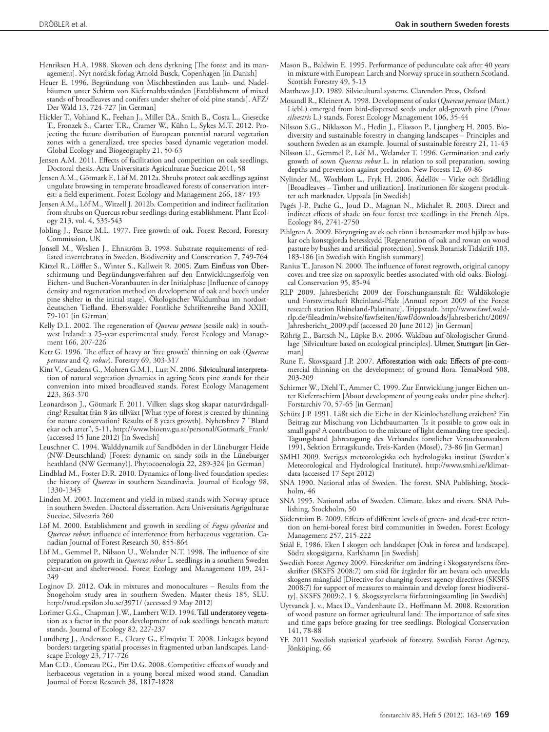Henriksen H.A. 1988. Skoven och dens dyrkning [The forest and its management]. Nyt nordisk forlag Arnold Busck, Copenhagen [in Danish]

Heuer E. 1996. Begründung von Mischbeständen aus Laub- und Nadelbäumen unter Schirm von Kiefernaltbeständen [Establishment of mixed stands of broadleaves and conifers under shelter of old pine stands]. AFZ/Der Wald 13, 724-727 [in German]

Hickler T., Vohland K., Feehan J., Miller P.A., Smith B., Costa L., Giesecke T., Fronzek S., Carter T.R., Cramer W., Kühn I., Sykes M.T. 2012. Projecting the future distribution of European potential natural vegetation zones with a generalized, tree species based dynamic vegetation model. Global Ecology and Biogeography 21, 50-63

Jensen A.M. 2011. Effects of facilitation and competition on oak seedlings. Doctoral thesis. Acta Universitatis Agriculturae Suecicae 2011, 58

Jensen A.M., Götmark F., Löf M. 2012a. Shrubs protect oak seedlings against ungulate browsing in temperate broadleaved forests of conservation interest: a field experiment. Forest Ecology and Management 266, 187-193

Jensen A.M., Löf M., Witzell J. 2012b. Competition and indirect facilitation from shrubs on Quercus robur seedlings during establishment. Plant Ecology 213, vol. 4, 535-543

Jobling J., Pearce M.L. 1977. Free growth of oak. Forest Record, Forestry Commission, UK

Jonsell M., Weslien J., Ehnström B. 1998. Substrate requirements of red-listed invertebrates in Sweden. Biodiversity and Conservation 7, 749-764

Kätzel R., Löffler S., Winter S., Kallweit R. 2005. Zum Einfluss von Überschirmung und Begründungsverfahren auf den Entwicklungserfolg von Eichen- und Buchen-Voranbauten in der Initialphase [Influence of canopy density and regeneration method on development of oak and beech under pine shelter in the initial stage]. Ökologischer Waldumbau im nordostdeutschen Tiefland. Eberswalder Forstliche Schriftenreihe Band XXIII, 79-101 [in German]

Kelly D.L. 2002. The regeneration of *Quercus petraea* (sessile oak) in southwest Ireland: a 25-year experimental study. Forest Ecology and Management 166, 207-226

Kerr G. 1996. The effect of heavy or 'free growth' thinning on oak (*Quercus petraea* and *Q. robur*). Forestry 69, 303-317

Kint V., Geudens G., Mohren G.M.J., Lust N. 2006. Silvicultural interpretation of natural vegetation dynamics in ageing Scots pine stands for their conversion into mixed broadleaved stands. Forest Ecology Management 223, 363-370

Leonardsson J., Götmark F. 2011. Vilken slags skog skapar naturvårdsgallring? Resultat från 8 års tillväxt [What type of forest is created by thinning for nature conservation? Results of 8 years growth]. Nyhetsbrev 7 "Bland ekar och arter", 5-11, http://www.bioenv.gu.se/personal/Gotmark_Frank/ (accessed 15 June 2012) [in Swedish]

Leuschner C. 1994. Walddynamik auf Sandböden in der Lüneburger Heide (NW-Deutschland) [Forest dynamic on sandy soils in the Lüneburger heathland (NW Germany)]. Phytocoenologia 22, 289-324 [in German]

Lindblad M., Foster D.R. 2010. Dynamics of long-lived foundation species: the history of *Quercus* in southern Scandinavia. Journal of Ecology 98, 1330-1345

Linden M. 2003. Increment and yield in mixed stands with Norway spruce in southern Sweden. Doctoral dissertation. Acta Universitatis Agrigulturae Sueciae, Silvestria 260

Löf M. 2000. Establishment and growth in seedling of *Fagus sylvatica* and *Quercus robur*: influence of interference from herbaceous vegetation. Canadian Journal of Forest Research 30, 855-864

Löf M., Gemmel P., Nilsson U., Welander N.T. 1998. The influence of site preparation on growth in *Quercus robur* L. seedlings in a southern Sweden clear-cut and shelterwood. Forest Ecology and Management 109, 241-249

Loginov D. 2012. Oak in mixtures and monocultures – Results from the Snogeholm study area in southern Sweden. Master thesis 185, SLU. http://stud.epsilon.slu.se/3971/ (accessed 9 May 2012)

Lorimer G.G., Chapman J.W., Lambert W.D. 1994. Tall understorey vegetation as a factor in the poor development of oak seedlings beneath mature stands. Journal of Ecology 82, 227-237

Lundberg J., Andersson E., Cleary G., Elmqvist T. 2008. Linkages beyond borders: targeting spatial processes in fragmented urban landscapes. Landscape Ecology 23, 717-726

Man C.D., Comeau P.G., Pitt D.G. 2008. Competitive effects of woody and herbaceous vegetation in a young boreal mixed wood stand. Canadian Journal of Forest Research 38, 1817-1828

Mason B., Baldwin E. 1995. Performance of pedunculate oak after 40 years in mixture with European Larch and Norway spruce in southern Scotland. Scottish Forestry 49, 5-13

Matthews J.D. 1989. Silvicultural systems. Clarendon Press, Oxford

Mosandl R., Kleinert A. 1998. Development of oaks (*Quercus petraea* (Matt.) Liebl.) emerged from bird-dispersed seeds under old-growth pine (*Pinus silvestris* L.) stands. Forest Ecology Management 106, 35-44

Nilsson S.G., Niklasson M., Hedin J., Eliasson P., Ljungberg H. 2005. Biodiversity and sustainable forestry in changing landscapes – Principles and southern Sweden as an example. Journal of sustainable forestry 21, 11-43

Nilsson U., Gemmel P., Löf M., Welander T. 1996. Germination and early growth of sown *Quercus robur* L. in relation to soil preparation, sowing depths and prevention against predation. New Forests 12, 69-86

Nylinder M., Woxblom L., Fryk H. 2006. Ädellöv – Virke och förädling [Broadleaves – Timber and utilization]. Institutionen för skogens produkter och marknader, Uppsala [in Swedish]

Pagés J-P., Pache G., Joud D., Magnan N., Michalet R. 2003. Direct and indirect effects of shade on four forest tree seedlings in the French Alps. Ecology 84, 2741-2750

Pihlgren A. 2009. Föryngring av ek och rönn i betesmarker med hjälp av buskar och konstgjorda betesskydd [Regeneration of oak and rowan on wood pasture by bushes and artificial protection]. Svensk Botanisk Tidskrift 103, 183-186 [in Swedish with English summary]

Ranius T., Jansson N. 2000. The influence of forest regrowth, original canopy cover and tree size on saproxylic beetles associated with old oaks. Biological Conservation 95, 85-94

RLP 2009. Jahresbericht 2009 der Forschungsanstalt für Waldökologie und Forstwirtschaft Rheinland-Pfalz [Annual report 2009 of the Forest research station Rhineland-Palatinate]. Trippstadt. http://www.fawf.wald-rlp.de/fileadmin/website/fawfseiten/fawf/downloads/Jahresbericht/2009/Jahresbericht_2009.pdf (accessed 20 June 2012) [in German]

Röhrig E., Bartsch N., Lüpke B.v. 2006. Waldbau auf ökologischer Grundlage [Silviculture based on ecological principles]. Ulmer, Stuttgart [in German]

Rune F., Skovsgaard J.P. 2007. Afforestation with oak: Effects of pre-commercial thinning on the development of ground flora. TemaNord 508, 203-209

Schirmer W., Diehl T., Ammer C. 1999. Zur Entwicklung junger Eichen unter Kiefernschirm [About development of young oaks under pine shelter]. Forstarchiv 70, 57-65 [in German]

Schütz J.P. 1991. Läßt sich die Eiche in der Kleinlochstellung erziehen? Ein Beitrag zur Mischung von Lichtbaumarten [Is it possible to grow oak in small gaps? A contribution to the mixture of light demanding tree species]. Tagungsband Jahrestagung des Verbandes forstlicher Versuchsanstalten 1991, Sektion Ertragskunde, Treis-Karden (Mosel), 73-86 [in German]

SMHI 2009. Sveriges meteorologiska och hydrologiska institut (Sweden's Meteorological and Hydrological Institute). http://www.smhi.se/klimatdata (accessed 17 Sept 2012)

SNA 1990. National atlas of Sweden. The forest. SNA Publishing, Stockholm, 46

SNA 1995. National atlas of Sweden. Climate, lakes and rivers. SNA Publishing, Stockholm, 50

Söderström B. 2009. Effects of different levels of green- and dead-tree retention on hemi-boreal forest bird communities in Sweden. Forest Ecology Management 257, 215-222

Ståål E. 1986. Eken I skogen och landskapet [Oak in forest and landscape]. Södra skogsägarna. Karlshamn [in Swedish]

Swedish Forest Agency 2009. Föreskrifter om ändring i Skogsstyrelsens föreskrifter (SKSFS 2008:7) om stöd för åtgärder för att bevara och utveckla skogens mångfald [Directive for changing forest agency directives (SKSFS 2008:7) for support of measures to maintain and develop forest biodiversity]. SKSFS 2009:2. 1 §. Skogsstyrelsens författningssamling [in Swedish]

Uytvanck J. v., Maes D., Vandenhaute D., Hoffmann M. 2008. Restoration of wood pasture on former agricultural land: The importance of safe sites and time gaps before grazing for tree seedlings. Biological Conservation 141, 78-88

YF. 2011 Swedish statistical yearbook of forestry. Swedish Forest Agency, Jönköping, 66